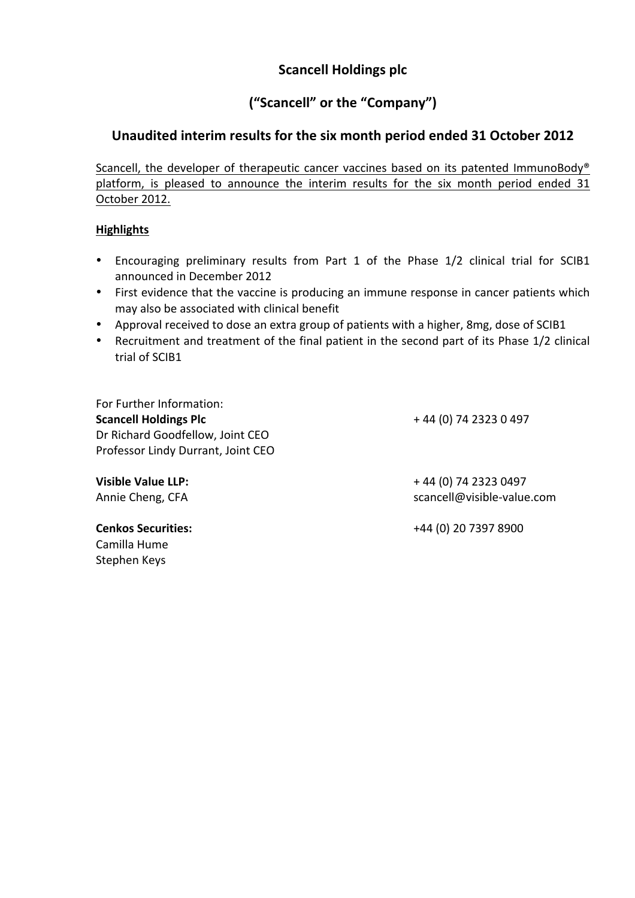# Scancell Holdings plc

## (“Scancell” or the “Company”)

## Unaudited interim results for the six month period ended 31 October 2012

Scancell, the developer of therapeutic cancer vaccines based on its patented ImmunoBody® platform, is pleased to announce the interim results for the six month period ended 31 October 2012.

**Highlights**

- Encouraging preliminary results from Part 1 of the Phase 1/2 clinical trial for SCIB1 announced in December 2012
- First evidence that the vaccine is producing an immune response in cancer patients which may also be associated with clinical benefit
- Approval received to dose an extra group of patients with a higher, 8mg, dose of SCIB1
- Recruitment and treatment of the final patient in the second part of its Phase 1/2 clinical trial of SCIB1

For Further Information:

**Scancell Holdings Plc** — + 44 (0) 74 2323 0 497
Dr Richard Goodfellow, Joint CEO
Professor Lindy Durrant, Joint CEO

**Visible Value LLP:** — + 44 (0) 74 2323 0497
Annie Cheng, CFA — scancell@visible-value.com

**Cenkos Securities:** — +44 (0) 20 7397 8900
Camilla Hume
Stephen Keys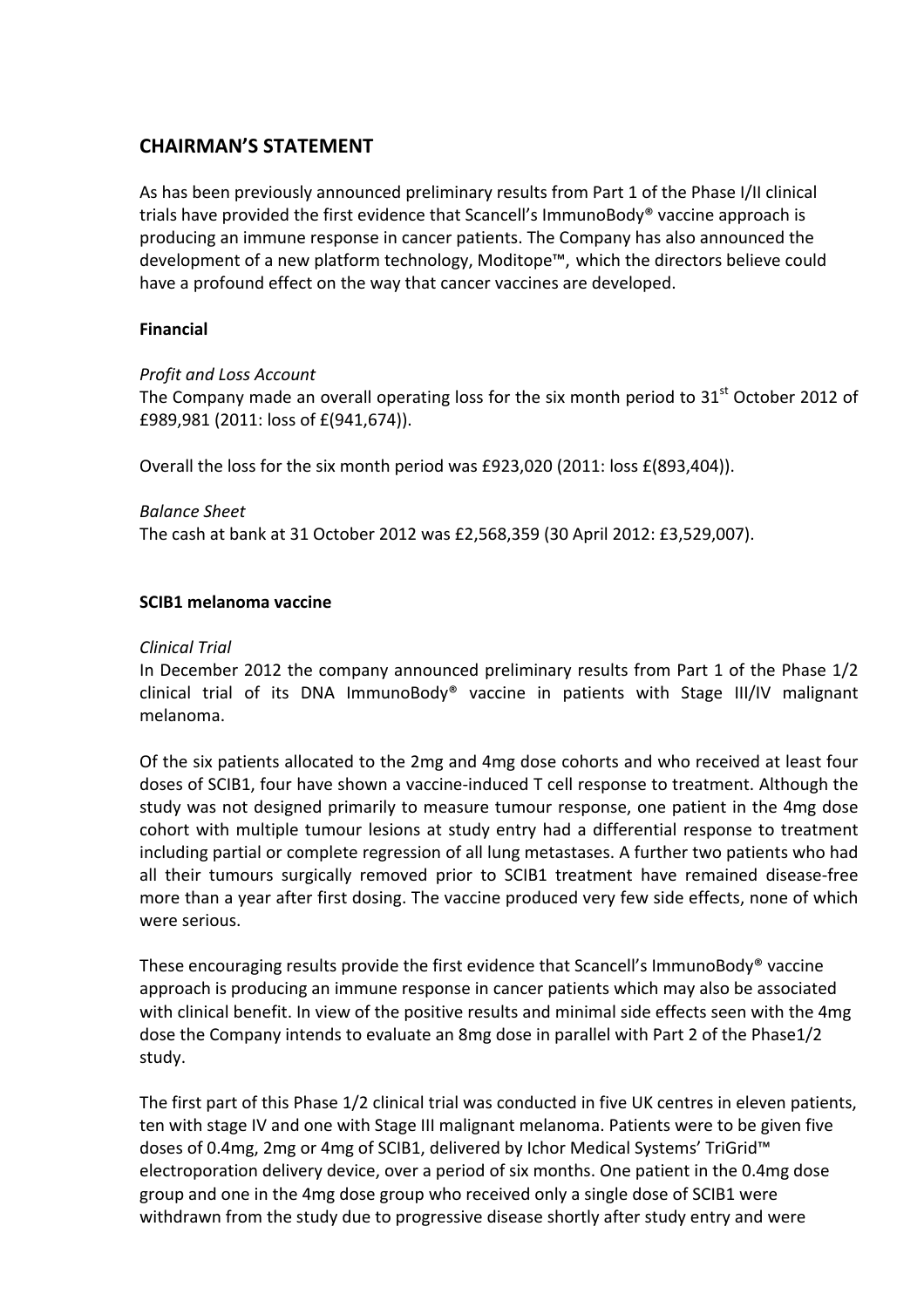## CHAIRMAN'S STATEMENT

As has been previously announced preliminary results from Part 1 of the Phase I/II clinical trials have provided the first evidence that Scancell's ImmunoBody® vaccine approach is producing an immune response in cancer patients. The Company has also announced the development of a new platform technology, Moditope™, which the directors believe could have a profound effect on the way that cancer vaccines are developed.

### Financial

*Profit and Loss Account*

The Company made an overall operating loss for the six month period to 31st October 2012 of £989,981 (2011: loss of £(941,674)).

Overall the loss for the six month period was £923,020 (2011: loss £(893,404)).

*Balance Sheet*

The cash at bank at 31 October 2012 was £2,568,359 (30 April 2012: £3,529,007).

### SCIB1 melanoma vaccine

*Clinical Trial*

In December 2012 the company announced preliminary results from Part 1 of the Phase 1/2 clinical trial of its DNA ImmunoBody® vaccine in patients with Stage III/IV malignant melanoma.

Of the six patients allocated to the 2mg and 4mg dose cohorts and who received at least four doses of SCIB1, four have shown a vaccine-induced T cell response to treatment. Although the study was not designed primarily to measure tumour response, one patient in the 4mg dose cohort with multiple tumour lesions at study entry had a differential response to treatment including partial or complete regression of all lung metastases. A further two patients who had all their tumours surgically removed prior to SCIB1 treatment have remained disease-free more than a year after first dosing. The vaccine produced very few side effects, none of which were serious.

These encouraging results provide the first evidence that Scancell's ImmunoBody® vaccine approach is producing an immune response in cancer patients which may also be associated with clinical benefit. In view of the positive results and minimal side effects seen with the 4mg dose the Company intends to evaluate an 8mg dose in parallel with Part 2 of the Phase1/2 study.

The first part of this Phase 1/2 clinical trial was conducted in five UK centres in eleven patients, ten with stage IV and one with Stage III malignant melanoma. Patients were to be given five doses of 0.4mg, 2mg or 4mg of SCIB1, delivered by Ichor Medical Systems' TriGrid™ electroporation delivery device, over a period of six months. One patient in the 0.4mg dose group and one in the 4mg dose group who received only a single dose of SCIB1 were withdrawn from the study due to progressive disease shortly after study entry and were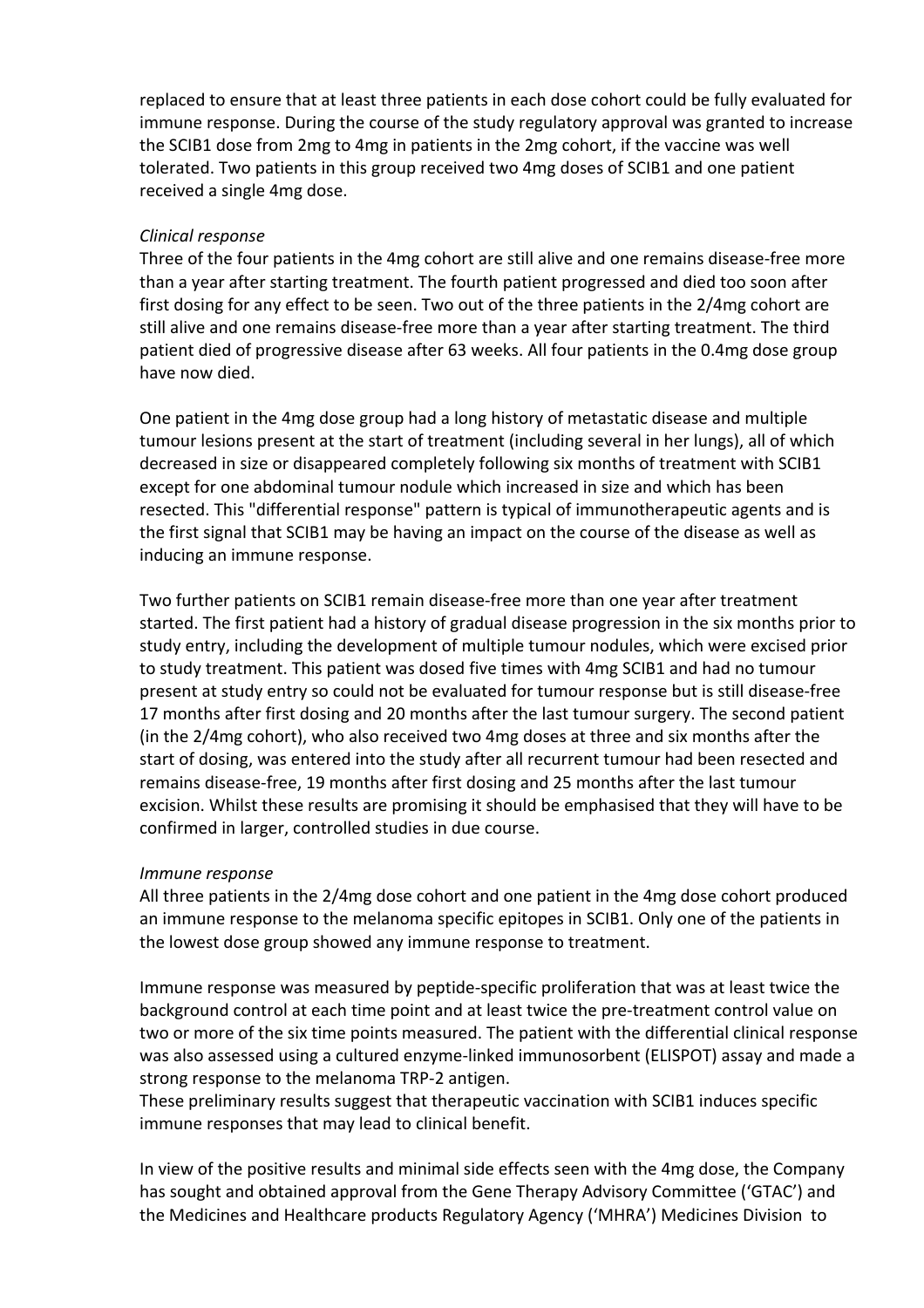replaced to ensure that at least three patients in each dose cohort could be fully evaluated for immune response. During the course of the study regulatory approval was granted to increase the SCIB1 dose from 2mg to 4mg in patients in the 2mg cohort, if the vaccine was well tolerated. Two patients in this group received two 4mg doses of SCIB1 and one patient received a single 4mg dose.

*Clinical response*

Three of the four patients in the 4mg cohort are still alive and one remains disease-free more than a year after starting treatment. The fourth patient progressed and died too soon after first dosing for any effect to be seen. Two out of the three patients in the 2/4mg cohort are still alive and one remains disease-free more than a year after starting treatment. The third patient died of progressive disease after 63 weeks. All four patients in the 0.4mg dose group have now died.

One patient in the 4mg dose group had a long history of metastatic disease and multiple tumour lesions present at the start of treatment (including several in her lungs), all of which decreased in size or disappeared completely following six months of treatment with SCIB1 except for one abdominal tumour nodule which increased in size and which has been resected. This "differential response" pattern is typical of immunotherapeutic agents and is the first signal that SCIB1 may be having an impact on the course of the disease as well as inducing an immune response.

Two further patients on SCIB1 remain disease-free more than one year after treatment started. The first patient had a history of gradual disease progression in the six months prior to study entry, including the development of multiple tumour nodules, which were excised prior to study treatment. This patient was dosed five times with 4mg SCIB1 and had no tumour present at study entry so could not be evaluated for tumour response but is still disease-free 17 months after first dosing and 20 months after the last tumour surgery. The second patient (in the 2/4mg cohort), who also received two 4mg doses at three and six months after the start of dosing, was entered into the study after all recurrent tumour had been resected and remains disease-free, 19 months after first dosing and 25 months after the last tumour excision. Whilst these results are promising it should be emphasised that they will have to be confirmed in larger, controlled studies in due course.

*Immune response*

All three patients in the 2/4mg dose cohort and one patient in the 4mg dose cohort produced an immune response to the melanoma specific epitopes in SCIB1. Only one of the patients in the lowest dose group showed any immune response to treatment.

Immune response was measured by peptide-specific proliferation that was at least twice the background control at each time point and at least twice the pre-treatment control value on two or more of the six time points measured. The patient with the differential clinical response was also assessed using a cultured enzyme-linked immunosorbent (ELISPOT) assay and made a strong response to the melanoma TRP-2 antigen.
These preliminary results suggest that therapeutic vaccination with SCIB1 induces specific immune responses that may lead to clinical benefit.

In view of the positive results and minimal side effects seen with the 4mg dose, the Company has sought and obtained approval from the Gene Therapy Advisory Committee ('GTAC') and the Medicines and Healthcare products Regulatory Agency ('MHRA') Medicines Division to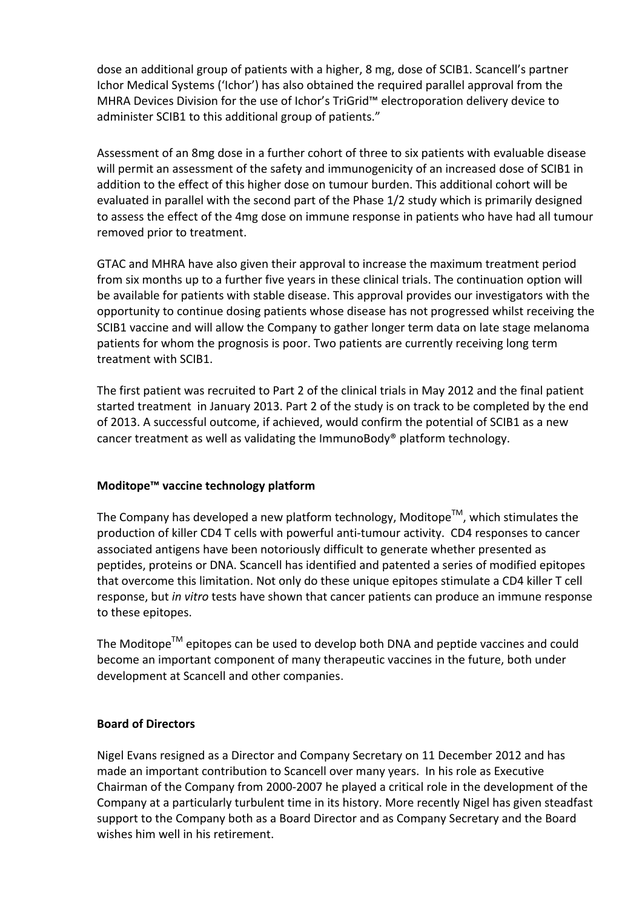dose an additional group of patients with a higher, 8 mg, dose of SCIB1. Scancell's partner Ichor Medical Systems ('Ichor') has also obtained the required parallel approval from the MHRA Devices Division for the use of Ichor's TriGrid™ electroporation delivery device to administer SCIB1 to this additional group of patients."

Assessment of an 8mg dose in a further cohort of three to six patients with evaluable disease will permit an assessment of the safety and immunogenicity of an increased dose of SCIB1 in addition to the effect of this higher dose on tumour burden. This additional cohort will be evaluated in parallel with the second part of the Phase 1/2 study which is primarily designed to assess the effect of the 4mg dose on immune response in patients who have had all tumour removed prior to treatment.

GTAC and MHRA have also given their approval to increase the maximum treatment period from six months up to a further five years in these clinical trials. The continuation option will be available for patients with stable disease. This approval provides our investigators with the opportunity to continue dosing patients whose disease has not progressed whilst receiving the SCIB1 vaccine and will allow the Company to gather longer term data on late stage melanoma patients for whom the prognosis is poor. Two patients are currently receiving long term treatment with SCIB1.

The first patient was recruited to Part 2 of the clinical trials in May 2012 and the final patient started treatment in January 2013. Part 2 of the study is on track to be completed by the end of 2013. A successful outcome, if achieved, would confirm the potential of SCIB1 as a new cancer treatment as well as validating the ImmunoBody® platform technology.

**Moditope™ vaccine technology platform**

The Company has developed a new platform technology, Moditope™, which stimulates the production of killer CD4 T cells with powerful anti-tumour activity. CD4 responses to cancer associated antigens have been notoriously difficult to generate whether presented as peptides, proteins or DNA. Scancell has identified and patented a series of modified epitopes that overcome this limitation. Not only do these unique epitopes stimulate a CD4 killer T cell response, but *in vitro* tests have shown that cancer patients can produce an immune response to these epitopes.

The Moditope™ epitopes can be used to develop both DNA and peptide vaccines and could become an important component of many therapeutic vaccines in the future, both under development at Scancell and other companies.

**Board of Directors**

Nigel Evans resigned as a Director and Company Secretary on 11 December 2012 and has made an important contribution to Scancell over many years. In his role as Executive Chairman of the Company from 2000-2007 he played a critical role in the development of the Company at a particularly turbulent time in its history. More recently Nigel has given steadfast support to the Company both as a Board Director and as Company Secretary and the Board wishes him well in his retirement.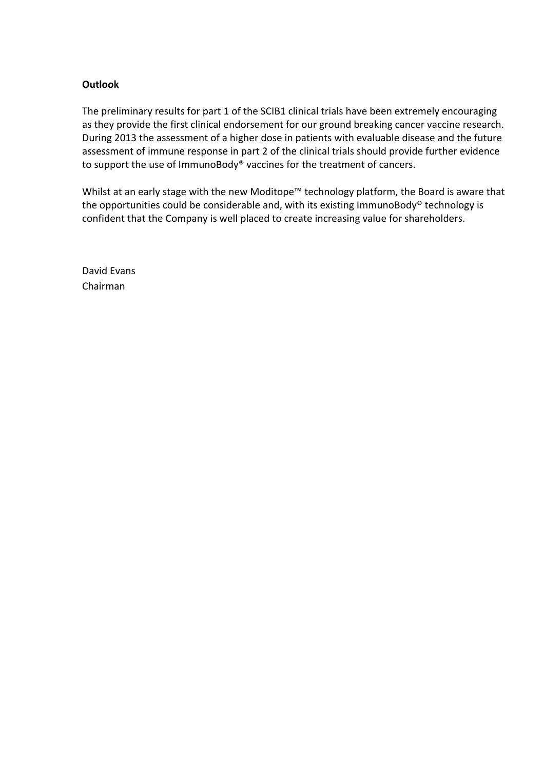**Outlook**

The preliminary results for part 1 of the SCIB1 clinical trials have been extremely encouraging as they provide the first clinical endorsement for our ground breaking cancer vaccine research. During 2013 the assessment of a higher dose in patients with evaluable disease and the future assessment of immune response in part 2 of the clinical trials should provide further evidence to support the use of ImmunoBody® vaccines for the treatment of cancers.

Whilst at an early stage with the new Moditope™ technology platform, the Board is aware that the opportunities could be considerable and, with its existing ImmunoBody® technology is confident that the Company is well placed to create increasing value for shareholders.

David Evans
Chairman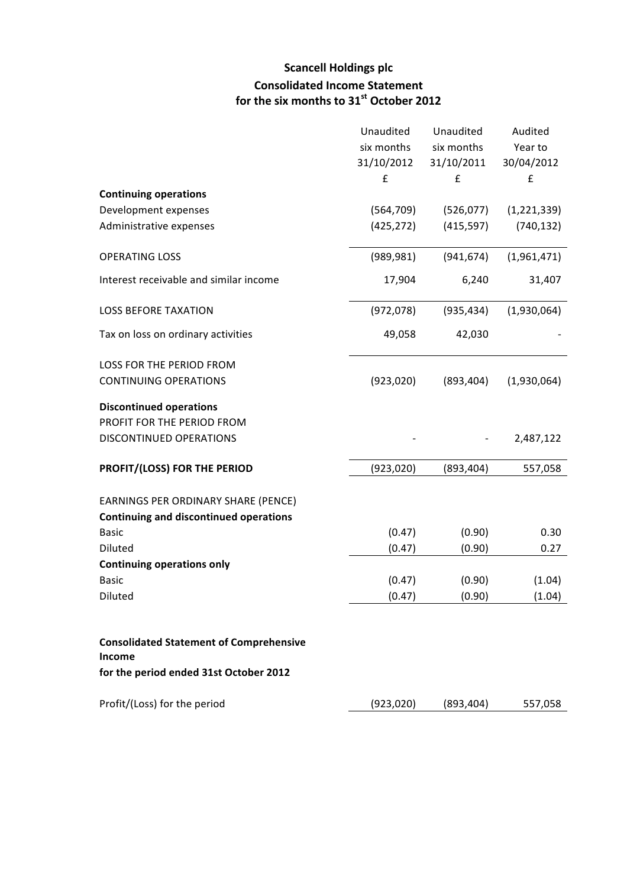# Scancell Holdings plc

## Consolidated Income Statement for the six months to 31st October 2012

| | Unaudited six months 31/10/2012 £ | Unaudited six months 31/10/2011 £ | Audited Year to 30/04/2012 £ |
|---|---|---|---|
| **Continuing operations** | | | |
| Development expenses | (564,709) | (526,077) | (1,221,339) |
| Administrative expenses | (425,272) | (415,597) | (740,132) |
| OPERATING LOSS | (989,981) | (941,674) | (1,961,471) |
| Interest receivable and similar income | 17,904 | 6,240 | 31,407 |
| LOSS BEFORE TAXATION | (972,078) | (935,434) | (1,930,064) |
| Tax on loss on ordinary activities | 49,058 | 42,030 | - |
| LOSS FOR THE PERIOD FROM CONTINUING OPERATIONS | (923,020) | (893,404) | (1,930,064) |
| **Discontinued operations** | | | |
| PROFIT FOR THE PERIOD FROM DISCONTINUED OPERATIONS | - | - | 2,487,122 |
| **PROFIT/(LOSS) FOR THE PERIOD** | (923,020) | (893,404) | 557,058 |
| EARNINGS PER ORDINARY SHARE (PENCE) | | | |
| **Continuing and discontinued operations** | | | |
| Basic | (0.47) | (0.90) | 0.30 |
| Diluted | (0.47) | (0.90) | 0.27 |
| **Continuing operations only** | | | |
| Basic | (0.47) | (0.90) | (1.04) |
| Diluted | (0.47) | (0.90) | (1.04) |

**Consolidated Statement of Comprehensive Income for the period ended 31st October 2012**

| | | | |
|---|---|---|---|
| Profit/(Loss) for the period | (923,020) | (893,404) | 557,058 |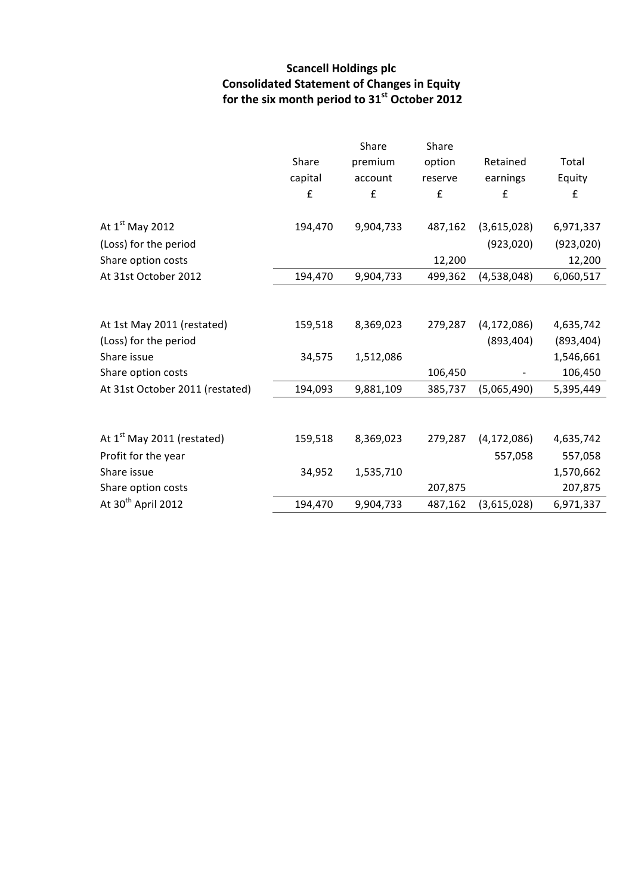**Scancell Holdings plc**
**Consolidated Statement of Changes in Equity**
**for the six month period to 31st October 2012**

| | Share capital | Share premium account | Share option reserve | Retained earnings | Total Equity |
|---|---|---|---|---|---|
| | £ | £ | £ | £ | £ |
| At 1st May 2012 | 194,470 | 9,904,733 | 487,162 | (3,615,028) | 6,971,337 |
| (Loss) for the period | | | | (923,020) | (923,020) |
| Share option costs | | | 12,200 | | 12,200 |
| At 31st October 2012 | 194,470 | 9,904,733 | 499,362 | (4,538,048) | 6,060,517 |
| | | | | | |
| At 1st May 2011 (restated) | 159,518 | 8,369,023 | 279,287 | (4,172,086) | 4,635,742 |
| (Loss) for the period | | | | (893,404) | (893,404) |
| Share issue | 34,575 | 1,512,086 | | | 1,546,661 |
| Share option costs | | | 106,450 | - | 106,450 |
| At 31st October 2011 (restated) | 194,093 | 9,881,109 | 385,737 | (5,065,490) | 5,395,449 |
| | | | | | |
| At 1st May 2011 (restated) | 159,518 | 8,369,023 | 279,287 | (4,172,086) | 4,635,742 |
| Profit for the year | | | | 557,058 | 557,058 |
| Share issue | 34,952 | 1,535,710 | | | 1,570,662 |
| Share option costs | | | 207,875 | | 207,875 |
| At 30th April 2012 | 194,470 | 9,904,733 | 487,162 | (3,615,028) | 6,971,337 |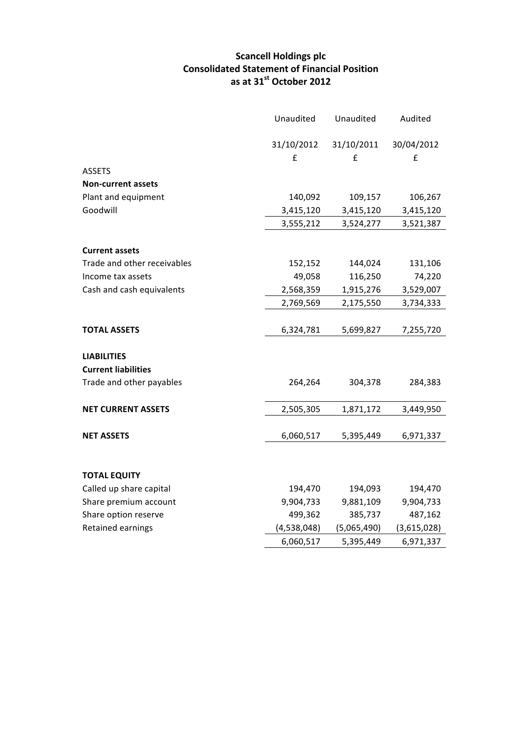# Scancell Holdings plc
## Consolidated Statement of Financial Position
### as at 31st October 2012

| | Unaudited | Unaudited | Audited |
|---|---|---|---|
| | 31/10/2012 | 31/10/2011 | 30/04/2012 |
| | £ | £ | £ |
| ASSETS | | | |
| **Non-current assets** | | | |
| Plant and equipment | 140,092 | 109,157 | 106,267 |
| Goodwill | 3,415,120 | 3,415,120 | 3,415,120 |
| | 3,555,212 | 3,524,277 | 3,521,387 |
| **Current assets** | | | |
| Trade and other receivables | 152,152 | 144,024 | 131,106 |
| Income tax assets | 49,058 | 116,250 | 74,220 |
| Cash and cash equivalents | 2,568,359 | 1,915,276 | 3,529,007 |
| | 2,769,569 | 2,175,550 | 3,734,333 |
| **TOTAL ASSETS** | 6,324,781 | 5,699,827 | 7,255,720 |
| **LIABILITIES** | | | |
| **Current liabilities** | | | |
| Trade and other payables | 264,264 | 304,378 | 284,383 |
| **NET CURRENT ASSETS** | 2,505,305 | 1,871,172 | 3,449,950 |
| **NET ASSETS** | 6,060,517 | 5,395,449 | 6,971,337 |
| **TOTAL EQUITY** | | | |
| Called up share capital | 194,470 | 194,093 | 194,470 |
| Share premium account | 9,904,733 | 9,881,109 | 9,904,733 |
| Share option reserve | 499,362 | 385,737 | 487,162 |
| Retained earnings | (4,538,048) | (5,065,490) | (3,615,028) |
| | 6,060,517 | 5,395,449 | 6,971,337 |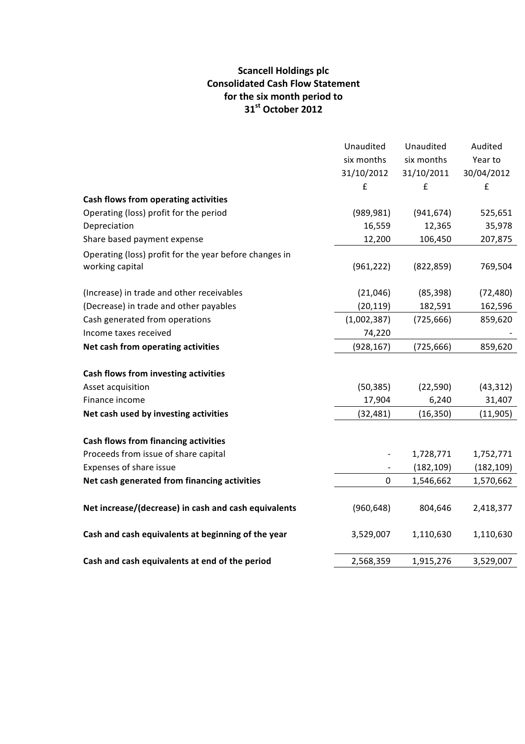**Scancell Holdings plc**
**Consolidated Cash Flow Statement**
**for the six month period to**
**31st October 2012**

| | Unaudited six months 31/10/2012 £ | Unaudited six months 31/10/2011 £ | Audited Year to 30/04/2012 £ |
|---|---|---|---|
| **Cash flows from operating activities** | | | |
| Operating (loss) profit for the period | (989,981) | (941,674) | 525,651 |
| Depreciation | 16,559 | 12,365 | 35,978 |
| Share based payment expense | 12,200 | 106,450 | 207,875 |
| Operating (loss) profit for the year before changes in working capital | (961,222) | (822,859) | 769,504 |
| | | | |
| (Increase) in trade and other receivables | (21,046) | (85,398) | (72,480) |
| (Decrease) in trade and other payables | (20,119) | 182,591 | 162,596 |
| Cash generated from operations | (1,002,387) | (725,666) | 859,620 |
| Income taxes received | 74,220 | | - |
| **Net cash from operating activities** | (928,167) | (725,666) | 859,620 |
| | | | |
| **Cash flows from investing activities** | | | |
| Asset acquisition | (50,385) | (22,590) | (43,312) |
| Finance income | 17,904 | 6,240 | 31,407 |
| **Net cash used by investing activities** | (32,481) | (16,350) | (11,905) |
| | | | |
| **Cash flows from financing activities** | | | |
| Proceeds from issue of share capital | - | 1,728,771 | 1,752,771 |
| Expenses of share issue | - | (182,109) | (182,109) |
| **Net cash generated from financing activities** | 0 | 1,546,662 | 1,570,662 |
| | | | |
| **Net increase/(decrease) in cash and cash equivalents** | (960,648) | 804,646 | 2,418,377 |
| | | | |
| **Cash and cash equivalents at beginning of the year** | 3,529,007 | 1,110,630 | 1,110,630 |
| | | | |
| **Cash and cash equivalents at end of the period** | 2,568,359 | 1,915,276 | 3,529,007 |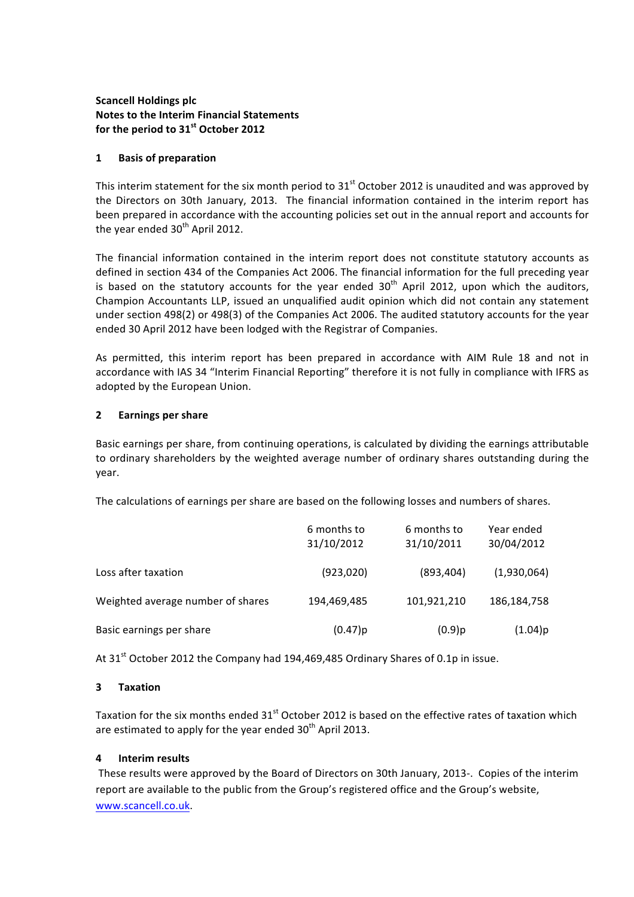**Scancell Holdings plc**
**Notes to the Interim Financial Statements**
**for the period to 31st October 2012**

## 1 Basis of preparation

This interim statement for the six month period to 31st October 2012 is unaudited and was approved by the Directors on 30th January, 2013. The financial information contained in the interim report has been prepared in accordance with the accounting policies set out in the annual report and accounts for the year ended 30th April 2012.

The financial information contained in the interim report does not constitute statutory accounts as defined in section 434 of the Companies Act 2006. The financial information for the full preceding year is based on the statutory accounts for the year ended 30th April 2012, upon which the auditors, Champion Accountants LLP, issued an unqualified audit opinion which did not contain any statement under section 498(2) or 498(3) of the Companies Act 2006. The audited statutory accounts for the year ended 30 April 2012 have been lodged with the Registrar of Companies.

As permitted, this interim report has been prepared in accordance with AIM Rule 18 and not in accordance with IAS 34 "Interim Financial Reporting" therefore it is not fully in compliance with IFRS as adopted by the European Union.

## 2 Earnings per share

Basic earnings per share, from continuing operations, is calculated by dividing the earnings attributable to ordinary shareholders by the weighted average number of ordinary shares outstanding during the year.

The calculations of earnings per share are based on the following losses and numbers of shares.

| | 6 months to 31/10/2012 | 6 months to 31/10/2011 | Year ended 30/04/2012 |
|---|---|---|---|
| Loss after taxation | (923,020) | (893,404) | (1,930,064) |
| Weighted average number of shares | 194,469,485 | 101,921,210 | 186,184,758 |
| Basic earnings per share | (0.47)p | (0.9)p | (1.04)p |

At 31st October 2012 the Company had 194,469,485 Ordinary Shares of 0.1p in issue.

## 3 Taxation

Taxation for the six months ended 31st October 2012 is based on the effective rates of taxation which are estimated to apply for the year ended 30th April 2013.

## 4 Interim results

These results were approved by the Board of Directors on 30th January, 2013-. Copies of the interim report are available to the public from the Group's registered office and the Group's website, www.scancell.co.uk.